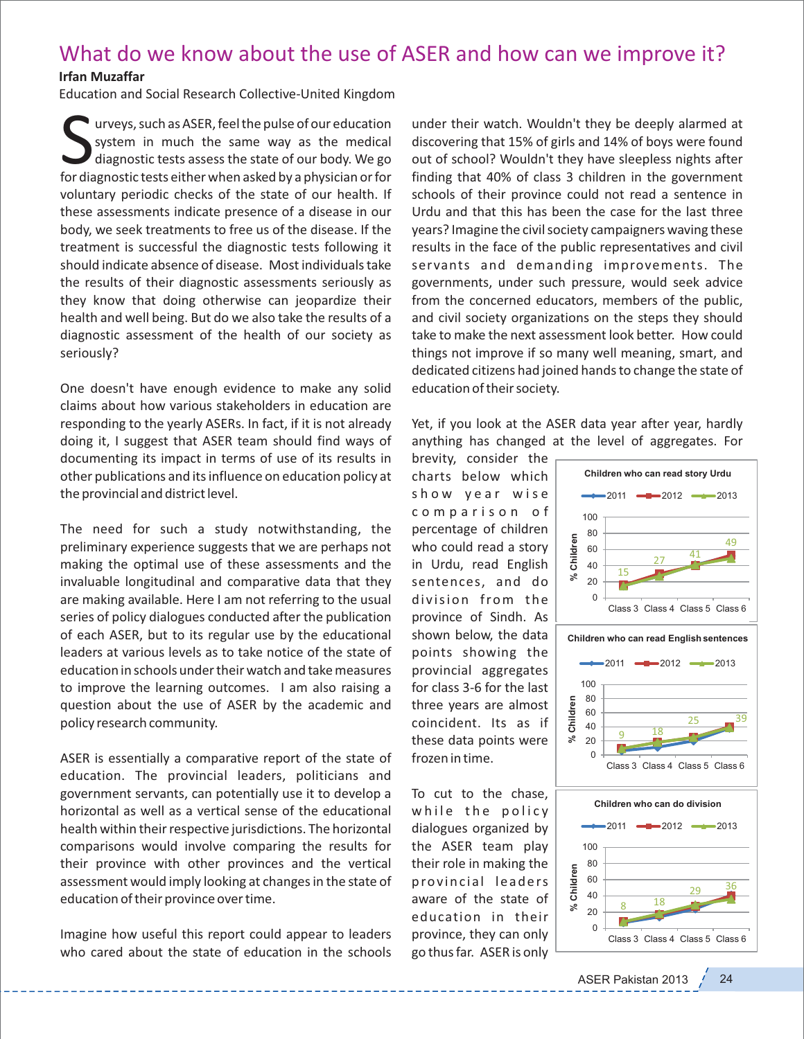# What do we know about the use of ASER and how can we improve it?

**Irfan Muzaffar**

Education and Social Research Collective-United Kingdom

Surveys, such as ASER, feel the pulse of our education system in much the same way as the medical diagnostic tests assess the state of our body. We go for diagnostic tests either when asked by a physician or for voluntary periodic checks of the state of our health. If these assessments indicate presence of a disease in our body, we seek treatments to free us of the disease. If the treatment is successful the diagnostic tests following it should indicate absence of disease. Most individuals take the results of their diagnostic assessments seriously as they know that doing otherwise can jeopardize their health and well being. But do we also take the results of a diagnostic assessment of the health of our society as seriously?

One doesn't have enough evidence to make any solid claims about how various stakeholders in education are responding to the yearly ASERs. In fact, if it is not already doing it, I suggest that ASER team should find ways of documenting its impact in terms of use of its results in other publications and its influence on education policy at the provincial and district level.

The need for such a study notwithstanding, the preliminary experience suggests that we are perhaps not making the optimal use of these assessments and the invaluable longitudinal and comparative data that they are making available. Here I am not referring to the usual series of policy dialogues conducted after the publication of each ASER, but to its regular use by the educational leaders at various levels as to take notice of the state of education in schools under their watch and take measures to improve the learning outcomes. I am also raising a question about the use of ASER by the academic and policy research community.

ASER is essentially a comparative report of the state of education. The provincial leaders, politicians and government servants, can potentially use it to develop a horizontal as well as a vertical sense of the educational health within their respective jurisdictions. The horizontal comparisons would involve comparing the results for their province with other provinces and the vertical assessment would imply looking at changes in the state of education of their province over time.

Imagine how useful this report could appear to leaders who cared about the state of education in the schools under their watch. Wouldn't they be deeply alarmed at discovering that 15% of girls and 14% of boys were found out of school? Wouldn't they have sleepless nights after finding that 40% of class 3 children in the government schools of their province could not read a sentence in Urdu and that this has been the case for the last three years? Imagine the civil society campaigners waving these results in the face of the public representatives and civil servants and demanding improvements. The governments, under such pressure, would seek advice from the concerned educators, members of the public, and civil society organizations on the steps they should take to make the next assessment look better. How could things not improve if so many well meaning, smart, and dedicated citizens had joined hands to change the state of education of their society.

Yet, if you look at the ASER data year after year, hardly anything has changed at the level of aggregates. For brevity, consider the charts below which show year wise comparison of percentage of children who could read a story in Urdu, read English sentences, and do division from the province of Sindh. As shown below, the data points showing the provincial aggregates for class 3-6 for the last three years are almost coincident. Its as if these data points were frozen in time.

To cut to the chase, while the policy dialogues organized by the ASER team play their role in making the provincial leaders aware of the state of education in their province, they can only go thus far. ASER is only

**Children who can read story Urdu** (% Children; series: 2011, 2012, 2013)

| | Class 3 | Class 4 | Class 5 | Class 6 |
|---|---|---|---|---|
| Labels | 15 | 27 | 41 | 49 |

**Children who can read English sentences** (% Children; series: 2011, 2012, 2013)

| | Class 3 | Class 4 | Class 5 | Class 6 |
|---|---|---|---|---|
| Labels | 9 | 18 | 25 | 39 |

**Children who can do division** (% Children; series: 2011, 2012, 2013)

| | Class 3 | Class 4 | Class 5 | Class 6 |
|---|---|---|---|---|
| Labels | 8 | 18 | 29 | 36 |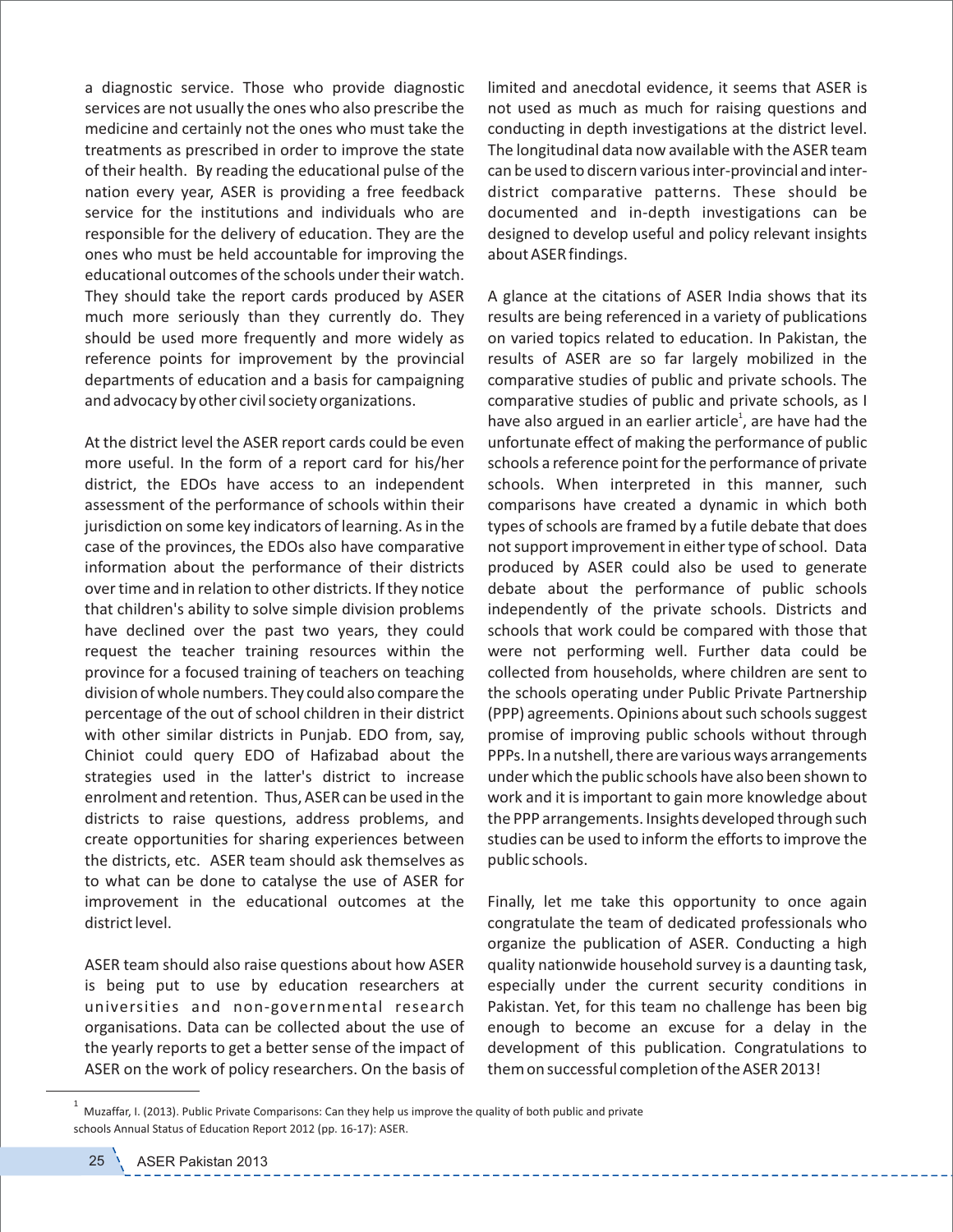a diagnostic service. Those who provide diagnostic services are not usually the ones who also prescribe the medicine and certainly not the ones who must take the treatments as prescribed in order to improve the state of their health. By reading the educational pulse of the nation every year, ASER is providing a free feedback service for the institutions and individuals who are responsible for the delivery of education. They are the ones who must be held accountable for improving the educational outcomes of the schools under their watch. They should take the report cards produced by ASER much more seriously than they currently do. They should be used more frequently and more widely as reference points for improvement by the provincial departments of education and a basis for campaigning and advocacy by other civil society organizations.

At the district level the ASER report cards could be even more useful. In the form of a report card for his/her district, the EDOs have access to an independent assessment of the performance of schools within their jurisdiction on some key indicators of learning. As in the case of the provinces, the EDOs also have comparative information about the performance of their districts over time and in relation to other districts. If they notice that children's ability to solve simple division problems have declined over the past two years, they could request the teacher training resources within the province for a focused training of teachers on teaching division of whole numbers. They could also compare the percentage of the out of school children in their district with other similar districts in Punjab. EDO from, say, Chiniot could query EDO of Hafizabad about the strategies used in the latter's district to increase enrolment and retention. Thus, ASER can be used in the districts to raise questions, address problems, and create opportunities for sharing experiences between the districts, etc. ASER team should ask themselves as to what can be done to catalyse the use of ASER for improvement in the educational outcomes at the district level.

ASER team should also raise questions about how ASER is being put to use by education researchers at universities and non-governmental research organisations. Data can be collected about the use of the yearly reports to get a better sense of the impact of ASER on the work of policy researchers. On the basis of limited and anecdotal evidence, it seems that ASER is not used as much as much for raising questions and conducting in depth investigations at the district level. The longitudinal data now available with the ASER team can be used to discern various inter-provincial and inter-district comparative patterns. These should be documented and in-depth investigations can be designed to develop useful and policy relevant insights about ASER findings.

A glance at the citations of ASER India shows that its results are being referenced in a variety of publications on varied topics related to education. In Pakistan, the results of ASER are so far largely mobilized in the comparative studies of public and private schools. The comparative studies of public and private schools, as I have also argued in an earlier article[1], are have had the unfortunate effect of making the performance of public schools a reference point for the performance of private schools. When interpreted in this manner, such comparisons have created a dynamic in which both types of schools are framed by a futile debate that does not support improvement in either type of school. Data produced by ASER could also be used to generate debate about the performance of public schools independently of the private schools. Districts and schools that work could be compared with those that were not performing well. Further data could be collected from households, where children are sent to the schools operating under Public Private Partnership (PPP) agreements. Opinions about such schools suggest promise of improving public schools without through PPPs. In a nutshell, there are various ways arrangements under which the public schools have also been shown to work and it is important to gain more knowledge about the PPP arrangements. Insights developed through such studies can be used to inform the efforts to improve the public schools.

Finally, let me take this opportunity to once again congratulate the team of dedicated professionals who organize the publication of ASER. Conducting a high quality nationwide household survey is a daunting task, especially under the current security conditions in Pakistan. Yet, for this team no challenge has been big enough to become an excuse for a delay in the development of this publication. Congratulations to them on successful completion of the ASER 2013!

---

[1] Muzaffar, I. (2013). Public Private Comparisons: Can they help us improve the quality of both public and private schools Annual Status of Education Report 2012 (pp. 16-17): ASER.